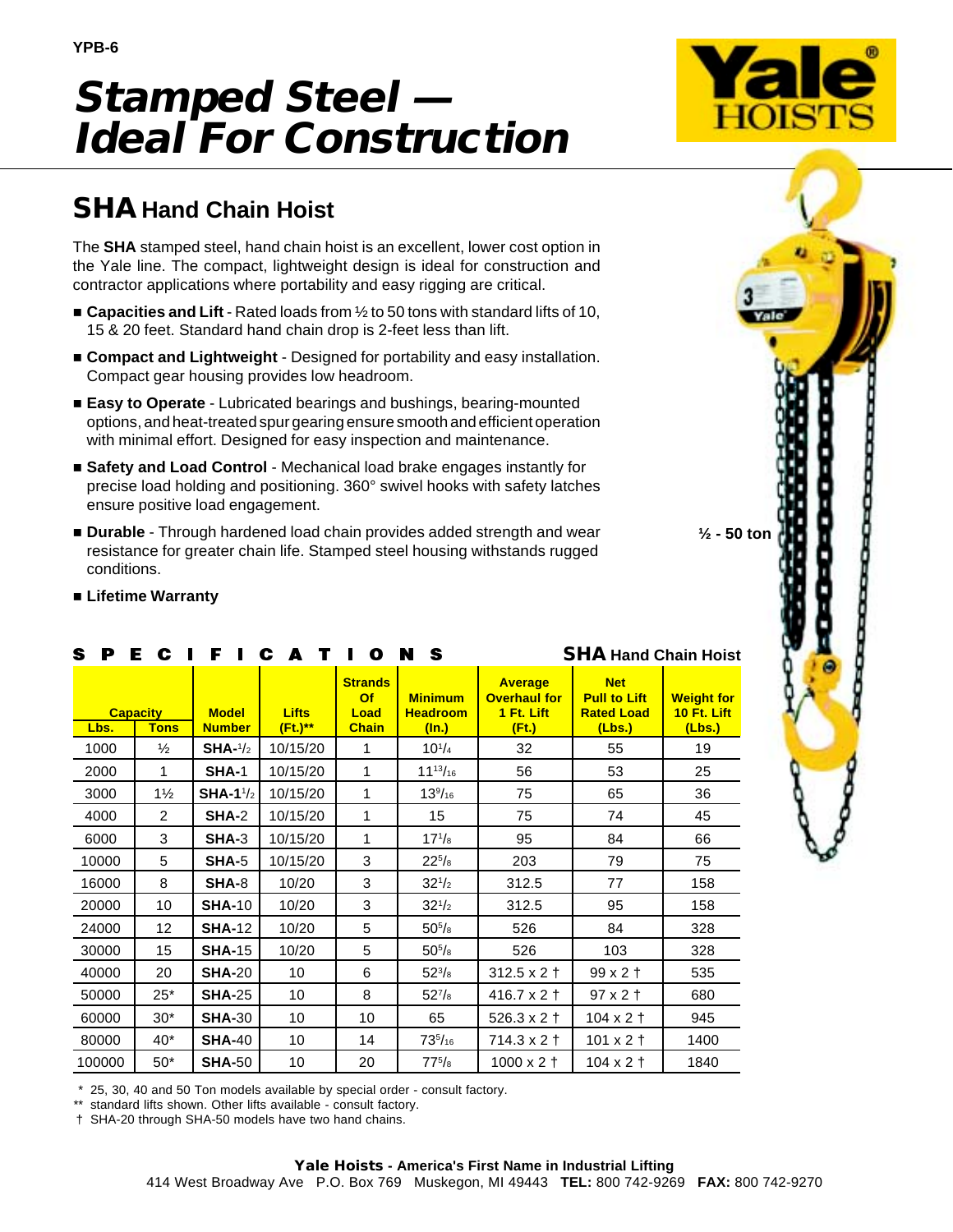# Stamped Steel — Ideal For Construction

## SHA Hand Chain Hoist

The **SHA** stamped steel, hand chain hoist is an excellent, lower cost option in the Yale line. The compact, lightweight design is ideal for construction and contractor applications where portability and easy rigging are critical.

- **Capacities and Lift** - Rated loads from ½ to 50 tons with standard lifts of 10, 15 & 20 feet. Standard hand chain drop is 2-feet less than lift.
- **Compact and Lightweight** - Designed for portability and easy installation. Compact gear housing provides low headroom.
- **Easy to Operate** - Lubricated bearings and bushings, bearing-mounted options, and heat-treated spur gearing ensure smooth and efficient operation with minimal effort. Designed for easy inspection and maintenance.
- **Safety and Load Control** - Mechanical load brake engages instantly for precise load holding and positioning. 360° swivel hooks with safety latches ensure positive load engagement.
- **Durable** - Through hardened load chain provides added strength and wear resistance for greater chain life. Stamped steel housing withstands rugged conditions.
- **Lifetime Warranty**

½ - 50 ton

### SPECIFICATIONS — SHA Hand Chain Hoist

| Capacity | | Model Number | Lifts (Ft.)** | Strands Of Load Chain | Minimum Headroom (In.) | Average Overhaul for 1 Ft. Lift (Ft.) | Net Pull to Lift Rated Load (Lbs.) | Weight for 10 Ft. Lift (Lbs.) |
|---|---|---|---|---|---|---|---|---|
| Lbs. | Tons | | | | | | | |
| 1000 | ½ | **SHA**-1/2 | 10/15/20 | 1 | 10 1/4 | 32 | 55 | 19 |
| 2000 | 1 | **SHA**-1 | 10/15/20 | 1 | 11 13/16 | 56 | 53 | 25 |
| 3000 | 1½ | **SHA**-1 1/2 | 10/15/20 | 1 | 13 9/16 | 75 | 65 | 36 |
| 4000 | 2 | **SHA**-2 | 10/15/20 | 1 | 15 | 75 | 74 | 45 |
| 6000 | 3 | **SHA**-3 | 10/15/20 | 1 | 17 1/8 | 95 | 84 | 66 |
| 10000 | 5 | **SHA**-5 | 10/15/20 | 3 | 22 5/8 | 203 | 79 | 75 |
| 16000 | 8 | **SHA**-8 | 10/20 | 3 | 32 1/2 | 312.5 | 77 | 158 |
| 20000 | 10 | **SHA**-10 | 10/20 | 3 | 32 1/2 | 312.5 | 95 | 158 |
| 24000 | 12 | **SHA**-12 | 10/20 | 5 | 50 5/8 | 526 | 84 | 328 |
| 30000 | 15 | **SHA**-15 | 10/20 | 5 | 50 5/8 | 526 | 103 | 328 |
| 40000 | 20 | **SHA**-20 | 10 | 6 | 52 3/8 | 312.5 x 2 † | 99 x 2 † | 535 |
| 50000 | 25* | **SHA**-25 | 10 | 8 | 52 7/8 | 416.7 x 2 † | 97 x 2 † | 680 |
| 60000 | 30* | **SHA**-30 | 10 | 10 | 65 | 526.3 x 2 † | 104 x 2 † | 945 |
| 80000 | 40* | **SHA**-40 | 10 | 14 | 73 5/16 | 714.3 x 2 † | 101 x 2 † | 1400 |
| 100000 | 50* | **SHA**-50 | 10 | 20 | 77 5/8 | 1000 x 2 † | 104 x 2 † | 1840 |

\* 25, 30, 40 and 50 Ton models available by special order - consult factory.
** standard lifts shown. Other lifts available - consult factory.
† SHA-20 through SHA-50 models have two hand chains.

**Yale Hoists - America's First Name in Industrial Lifting**
414 West Broadway Ave P.O. Box 769 Muskegon, MI 49443 **TEL:** 800 742-9269 **FAX:** 800 742-9270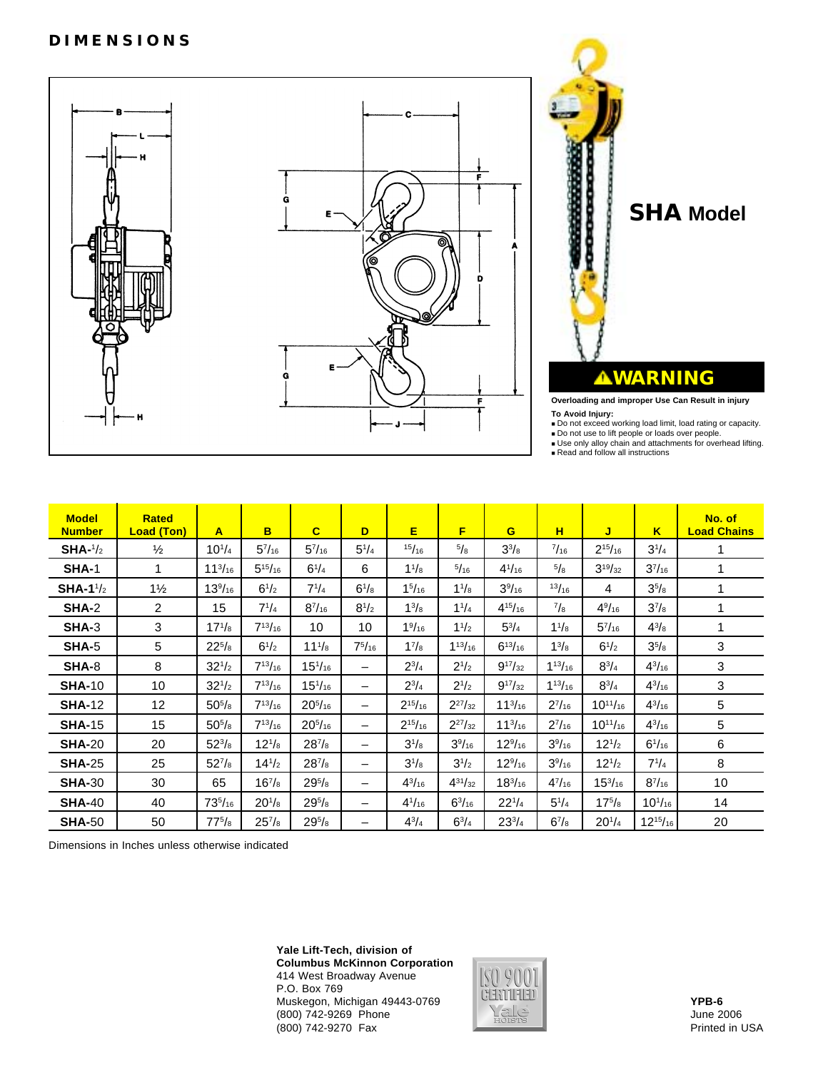## DIMENSIONS

**SHA Model**

**⚠WARNING**

**Overloading and improper Use Can Result in injury**

**To Avoid Injury:**

- Do not exceed working load limit, load rating or capacity.
- Do not use to lift people or loads over people.
- Use only alloy chain and attachments for overhead lifting.
- Read and follow all instructions

| Model Number | Rated Load (Ton) | A | B | C | D | E | F | G | H | J | K | No. of Load Chains |
|---|---|---|---|---|---|---|---|---|---|---|---|---|
| **SHA**-1/2 | ½ | 10 1/4 | 5 7/16 | 5 7/16 | 5 1/4 | 15/16 | 5/8 | 3 3/8 | 7/16 | 2 15/16 | 3 1/4 | 1 |
| **SHA**-1 | 1 | 11 3/16 | 5 15/16 | 6 1/4 | 6 | 1 1/8 | 5/16 | 4 1/16 | 5/8 | 3 19/32 | 3 7/16 | 1 |
| **SHA**-1 1/2 | 1½ | 13 9/16 | 6 1/2 | 7 1/4 | 6 1/8 | 1 5/16 | 1 1/8 | 3 9/16 | 13/16 | 4 | 3 5/8 | 1 |
| **SHA**-2 | 2 | 15 | 7 1/4 | 8 7/16 | 8 1/2 | 1 3/8 | 1 1/4 | 4 15/16 | 7/8 | 4 9/16 | 3 7/8 | 1 |
| **SHA**-3 | 3 | 17 1/8 | 7 13/16 | 10 | 10 | 1 9/16 | 1 1/2 | 5 3/4 | 1 1/8 | 5 7/16 | 4 3/8 | 1 |
| **SHA**-5 | 5 | 22 5/8 | 6 1/2 | 11 1/8 | 7 5/16 | 1 7/8 | 1 13/16 | 6 13/16 | 1 3/8 | 6 1/2 | 3 5/8 | 3 |
| **SHA**-8 | 8 | 32 1/2 | 7 13/16 | 15 1/16 | – | 2 3/4 | 2 1/2 | 9 17/32 | 1 13/16 | 8 3/4 | 4 3/16 | 3 |
| **SHA**-10 | 10 | 32 1/2 | 7 13/16 | 15 1/16 | – | 2 3/4 | 2 1/2 | 9 17/32 | 1 13/16 | 8 3/4 | 4 3/16 | 3 |
| **SHA**-12 | 12 | 50 5/8 | 7 13/16 | 20 5/16 | – | 2 15/16 | 2 27/32 | 11 3/16 | 2 7/16 | 10 11/16 | 4 3/16 | 5 |
| **SHA**-15 | 15 | 50 5/8 | 7 13/16 | 20 5/16 | – | 2 15/16 | 2 27/32 | 11 3/16 | 2 7/16 | 10 11/16 | 4 3/16 | 5 |
| **SHA**-20 | 20 | 52 3/8 | 12 1/8 | 28 7/8 | – | 3 1/8 | 3 9/16 | 12 9/16 | 3 9/16 | 12 1/2 | 6 1/16 | 6 |
| **SHA**-25 | 25 | 52 7/8 | 14 1/2 | 28 7/8 | – | 3 1/8 | 3 1/2 | 12 9/16 | 3 9/16 | 12 1/2 | 7 1/4 | 8 |
| **SHA**-30 | 30 | 65 | 16 7/8 | 29 5/8 | – | 4 3/16 | 4 31/32 | 18 3/16 | 4 7/16 | 15 3/16 | 8 7/16 | 10 |
| **SHA**-40 | 40 | 73 5/16 | 20 1/8 | 29 5/8 | – | 4 1/16 | 6 3/16 | 22 1/4 | 5 1/4 | 17 5/8 | 10 1/16 | 14 |
| **SHA**-50 | 50 | 77 5/8 | 25 7/8 | 29 5/8 | – | 4 3/4 | 6 3/4 | 23 3/4 | 6 7/8 | 20 1/4 | 12 15/16 | 20 |

Dimensions in Inches unless otherwise indicated

**Yale Lift-Tech, division of**
**Columbus McKinnon Corporation**
414 West Broadway Avenue
P.O. Box 769
Muskegon, Michigan 49443-0769
(800) 742-9269 Phone
(800) 742-9270 Fax

ISO 9001 CERTIFIED Yale HOISTS

**YPB-6**
June 2006
Printed in USA